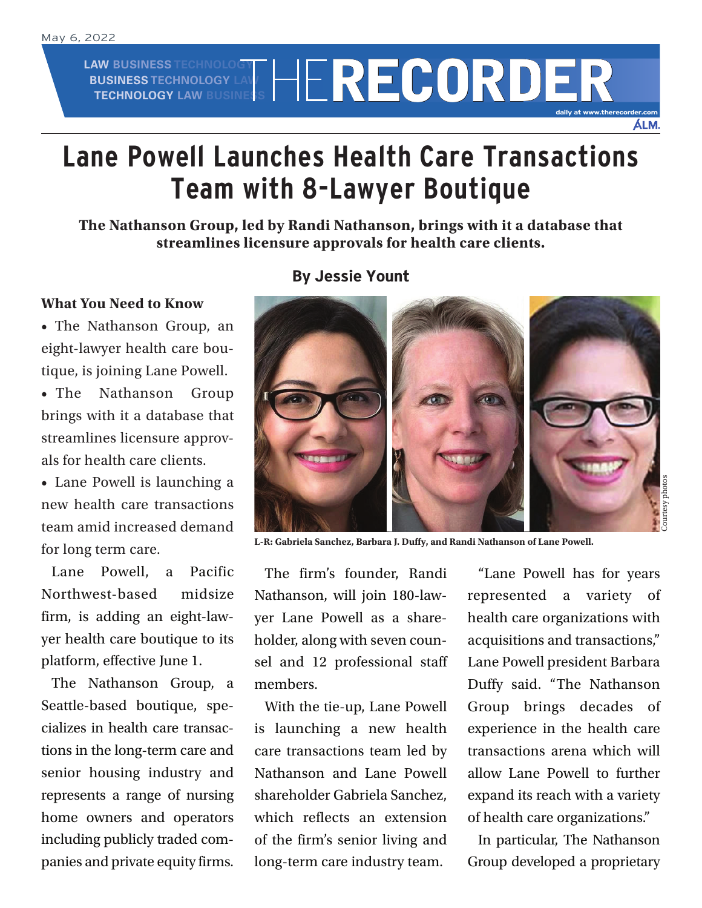May 6, 2022

# Lane Powell Launches Health Care Transactions Team with 8-Lawyer Boutique

**The Nathanson Group, led by Randi Nathanson, brings with it a database that streamlines licensure approvals for health care clients.**

**By Jessie Yount**

**What You Need to Know**

- The Nathanson Group, an eight-lawyer health care boutique, is joining Lane Powell.
- The Nathanson Group brings with it a database that streamlines licensure approvals for health care clients.
- Lane Powell is launching a new health care transactions team amid increased demand for long term care.

Lane Powell, a Pacific Northwest-based midsize firm, is adding an eight-lawyer health care boutique to its platform, effective June 1.

The Nathanson Group, a Seattle-based boutique, specializes in health care transactions in the long-term care and senior housing industry and represents a range of nursing home owners and operators including publicly traded companies and private equity firms.

L-R: Gabriela Sanchez, Barbara J. Duffy, and Randi Nathanson of Lane Powell.

Courtesy photos

The firm's founder, Randi Nathanson, will join 180-lawyer Lane Powell as a shareholder, along with seven counsel and 12 professional staff members.

With the tie-up, Lane Powell is launching a new health care transactions team led by Nathanson and Lane Powell shareholder Gabriela Sanchez, which reflects an extension of the firm's senior living and long-term care industry team.

"Lane Powell has for years represented a variety of health care organizations with acquisitions and transactions," Lane Powell president Barbara Duffy said. "The Nathanson Group brings decades of experience in the health care transactions arena which will allow Lane Powell to further expand its reach with a variety of health care organizations."

In particular, The Nathanson Group developed a proprietary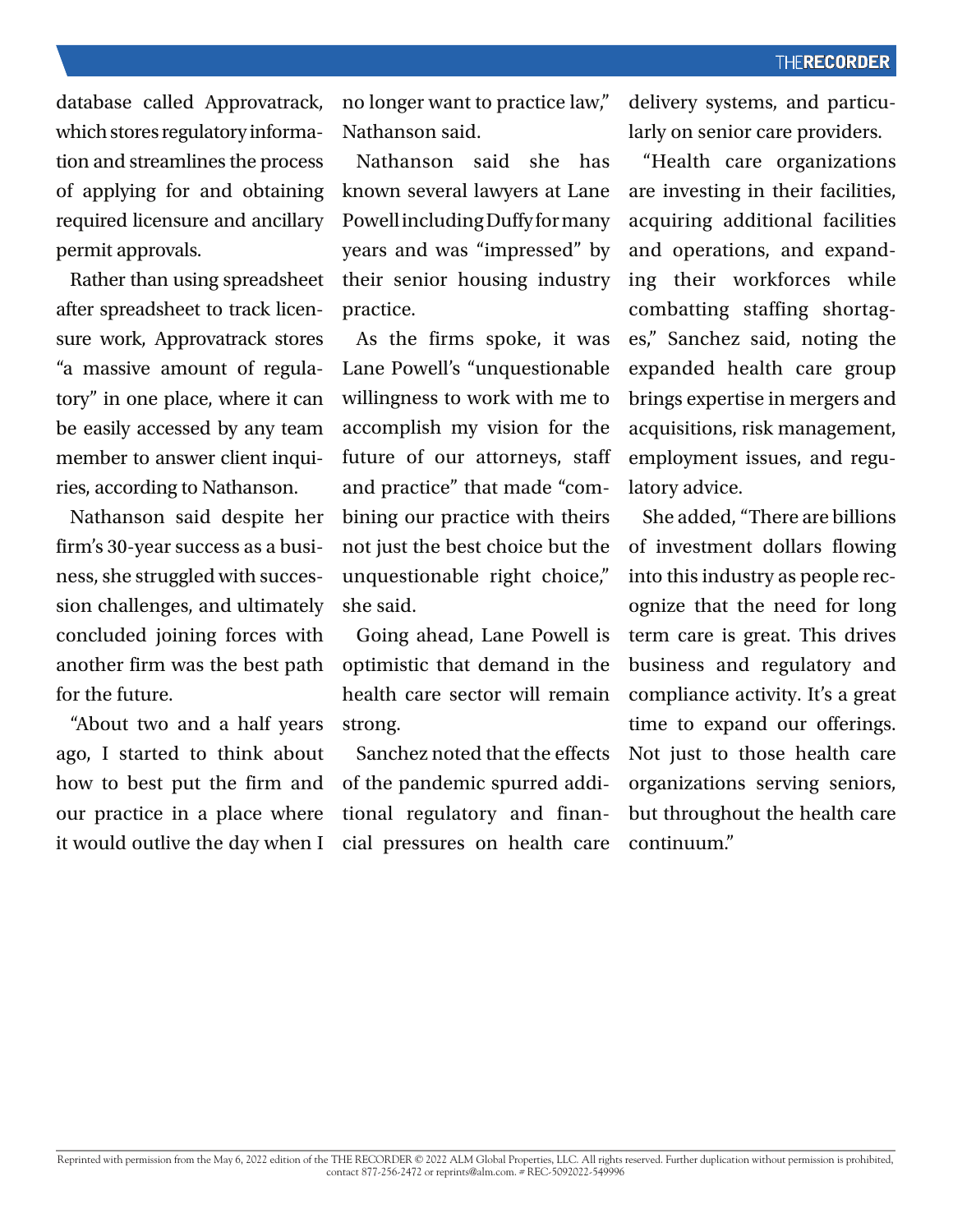database called Approvatrack, which stores regulatory information and streamlines the process of applying for and obtaining required licensure and ancillary permit approvals.

Rather than using spreadsheet after spreadsheet to track licensure work, Approvatrack stores "a massive amount of regulatory" in one place, where it can be easily accessed by any team member to answer client inquiries, according to Nathanson.

Nathanson said despite her firm's 30-year success as a business, she struggled with succession challenges, and ultimately concluded joining forces with another firm was the best path for the future.

"About two and a half years ago, I started to think about how to best put the firm and our practice in a place where it would outlive the day when I no longer want to practice law," Nathanson said.

Nathanson said she has known several lawyers at Lane Powell including Duffy for many years and was "impressed" by their senior housing industry practice.

As the firms spoke, it was Lane Powell's "unquestionable willingness to work with me to accomplish my vision for the future of our attorneys, staff and practice" that made "combining our practice with theirs not just the best choice but the unquestionable right choice," she said.

Going ahead, Lane Powell is optimistic that demand in the health care sector will remain strong.

Sanchez noted that the effects of the pandemic spurred additional regulatory and financial pressures on health care delivery systems, and particularly on senior care providers.

"Health care organizations are investing in their facilities, acquiring additional facilities and operations, and expanding their workforces while combatting staffing shortages," Sanchez said, noting the expanded health care group brings expertise in mergers and acquisitions, risk management, employment issues, and regulatory advice.

She added, "There are billions of investment dollars flowing into this industry as people recognize that the need for long term care is great. This drives business and regulatory and compliance activity. It's a great time to expand our offerings. Not just to those health care organizations serving seniors, but throughout the health care continuum."

Reprinted with permission from the May 6, 2022 edition of the THE RECORDER © 2022 ALM Global Properties, LLC. All rights reserved. Further duplication without permission is prohibited, contact 877-256-2472 or reprints@alm.com. # REC-5092022-549996